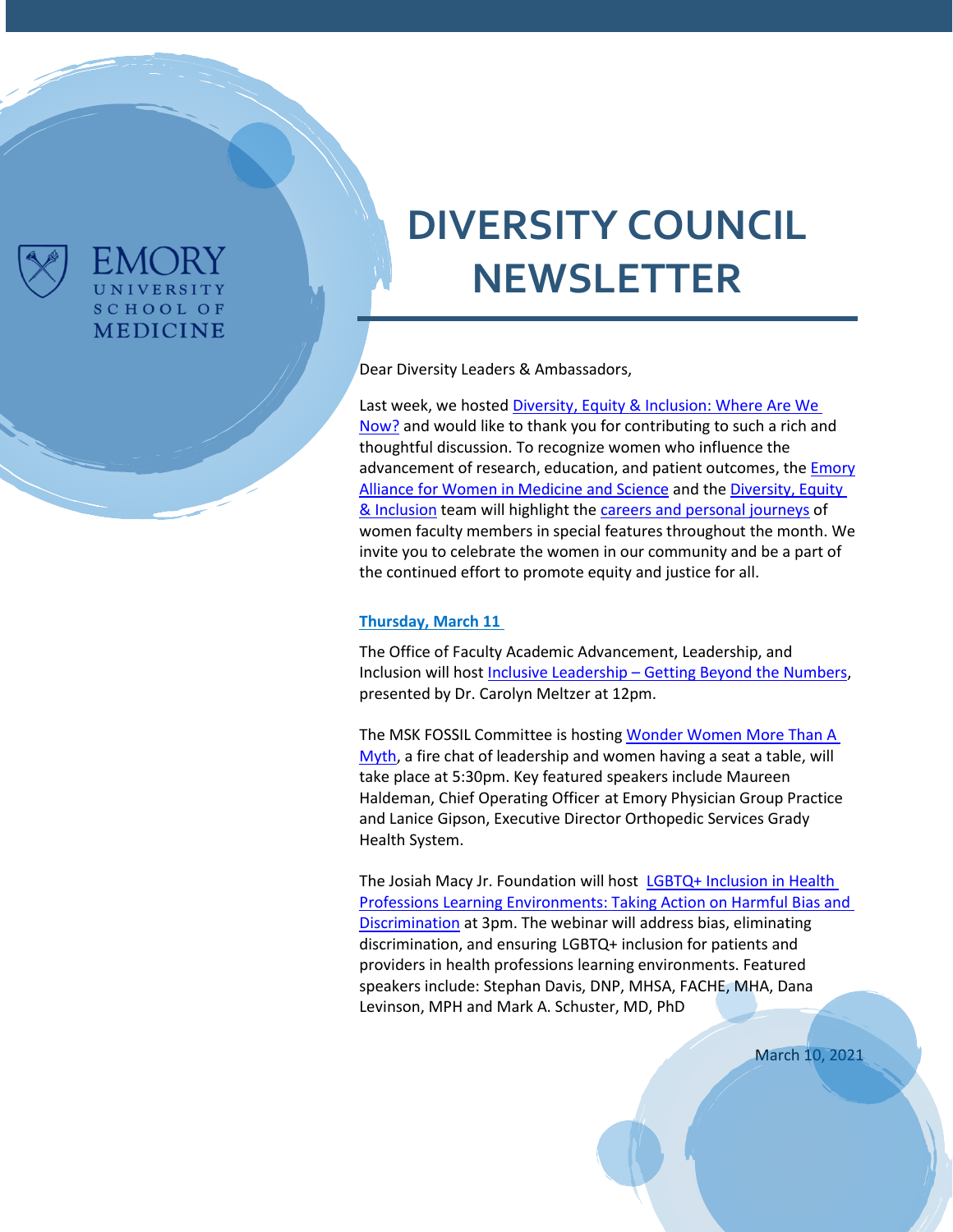EMORY UNIVERSITY SCHOOL OF MEDICINE

# DIVERSITY COUNCIL NEWSLETTER

Dear Diversity Leaders & Ambassadors,

Last week, we hosted Diversity, Equity & Inclusion: Where Are We Now? and would like to thank you for contributing to such a rich and thoughtful discussion. To recognize women who influence the advancement of research, education, and patient outcomes, the Emory Alliance for Women in Medicine and Science and the Diversity, Equity & Inclusion team will highlight the careers and personal journeys of women faculty members in special features throughout the month. We invite you to celebrate the women in our community and be a part of the continued effort to promote equity and justice for all.

**Thursday, March 11**

The Office of Faculty Academic Advancement, Leadership, and Inclusion will host Inclusive Leadership – Getting Beyond the Numbers, presented by Dr. Carolyn Meltzer at 12pm.

The MSK FOSSIL Committee is hosting Wonder Women More Than A Myth, a fire chat of leadership and women having a seat a table, will take place at 5:30pm. Key featured speakers include Maureen Haldeman, Chief Operating Officer at Emory Physician Group Practice and Lanice Gipson, Executive Director Orthopedic Services Grady Health System.

The Josiah Macy Jr. Foundation will host LGBTQ+ Inclusion in Health Professions Learning Environments: Taking Action on Harmful Bias and Discrimination at 3pm. The webinar will address bias, eliminating discrimination, and ensuring LGBTQ+ inclusion for patients and providers in health professions learning environments. Featured speakers include: Stephan Davis, DNP, MHSA, FACHE, MHA, Dana Levinson, MPH and Mark A. Schuster, MD, PhD

March 10, 2021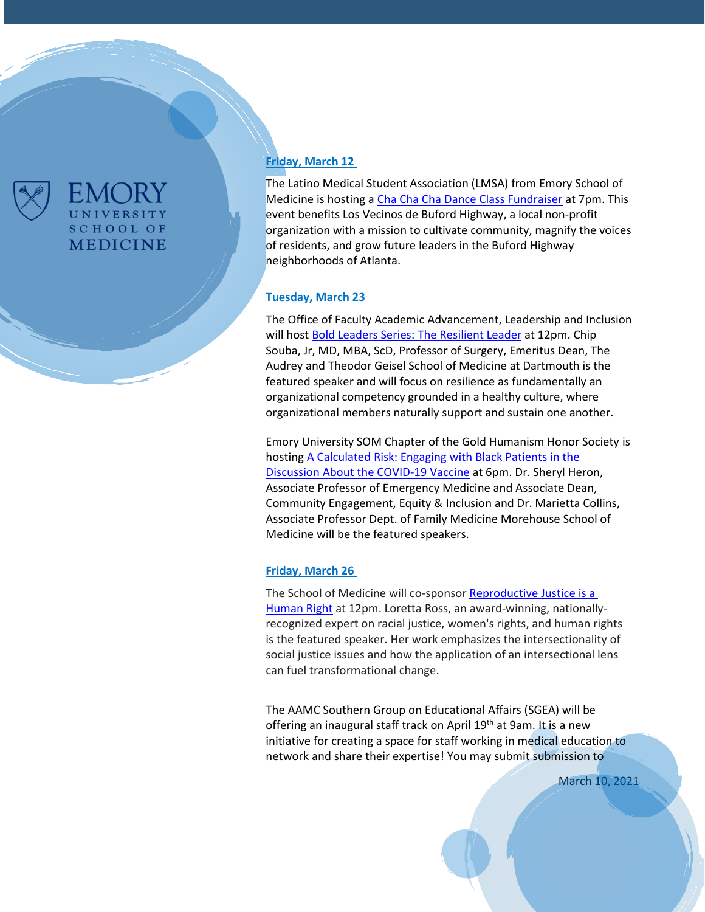### Friday, March 12

The Latino Medical Student Association (LMSA) from Emory School of Medicine is hosting a Cha Cha Cha Dance Class Fundraiser at 7pm. This event benefits Los Vecinos de Buford Highway, a local non-profit organization with a mission to cultivate community, magnify the voices of residents, and grow future leaders in the Buford Highway neighborhoods of Atlanta.

### Tuesday, March 23

The Office of Faculty Academic Advancement, Leadership and Inclusion will host Bold Leaders Series: The Resilient Leader at 12pm. Chip Souba, Jr, MD, MBA, ScD, Professor of Surgery, Emeritus Dean, The Audrey and Theodor Geisel School of Medicine at Dartmouth is the featured speaker and will focus on resilience as fundamentally an organizational competency grounded in a healthy culture, where organizational members naturally support and sustain one another.

Emory University SOM Chapter of the Gold Humanism Honor Society is hosting A Calculated Risk: Engaging with Black Patients in the Discussion About the COVID-19 Vaccine at 6pm. Dr. Sheryl Heron, Associate Professor of Emergency Medicine and Associate Dean, Community Engagement, Equity & Inclusion and Dr. Marietta Collins, Associate Professor Dept. of Family Medicine Morehouse School of Medicine will be the featured speakers.

### Friday, March 26

The School of Medicine will co-sponsor Reproductive Justice is a Human Right at 12pm. Loretta Ross, an award-winning, nationally-recognized expert on racial justice, women's rights, and human rights is the featured speaker. Her work emphasizes the intersectionality of social justice issues and how the application of an intersectional lens can fuel transformational change.

The AAMC Southern Group on Educational Affairs (SGEA) will be offering an inaugural staff track on April 19th at 9am. It is a new initiative for creating a space for staff working in medical education to network and share their expertise! You may submit submission to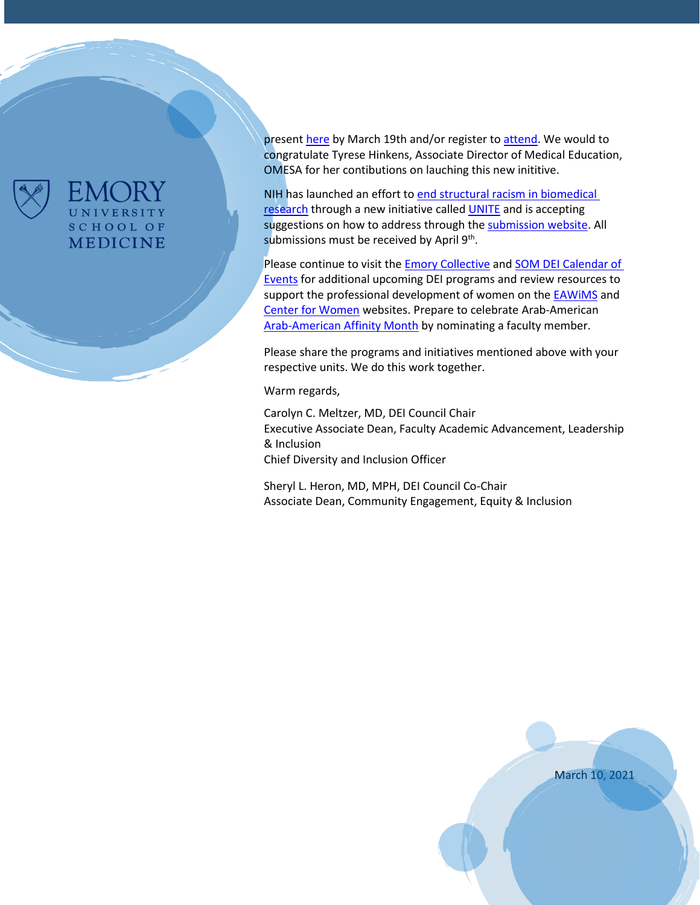present here by March 19th and/or register to attend. We would to congratulate Tyrese Hinkens, Associate Director of Medical Education, OMESA for her contibutions on lauching this new inititive.

NIH has launched an effort to end structural racism in biomedical research through a new initiative called UNITE and is accepting suggestions on how to address through the submission website. All submissions must be received by April 9th.

Please continue to visit the Emory Collective and SOM DEI Calendar of Events for additional upcoming DEI programs and review resources to support the professional development of women on the EAWiMS and Center for Women websites. Prepare to celebrate Arab-American Arab-American Affinity Month by nominating a faculty member.

Please share the programs and initiatives mentioned above with your respective units. We do this work together.

Warm regards,

Carolyn C. Meltzer, MD, DEI Council Chair
Executive Associate Dean, Faculty Academic Advancement, Leadership & Inclusion
Chief Diversity and Inclusion Officer

Sheryl L. Heron, MD, MPH, DEI Council Co-Chair
Associate Dean, Community Engagement, Equity & Inclusion

March 10, 2021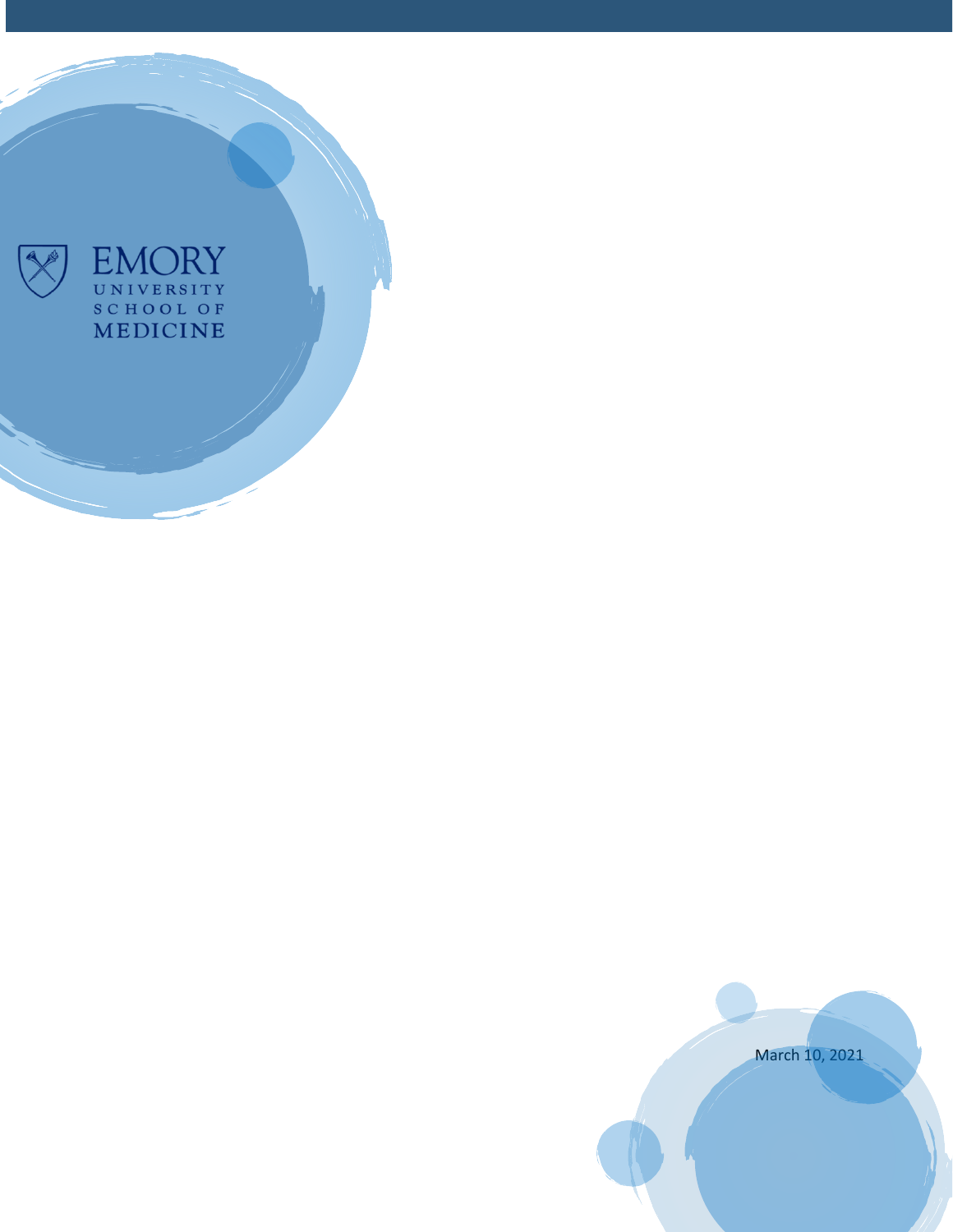EMORY
UNIVERSITY
SCHOOL OF
MEDICINE

March 10, 2021